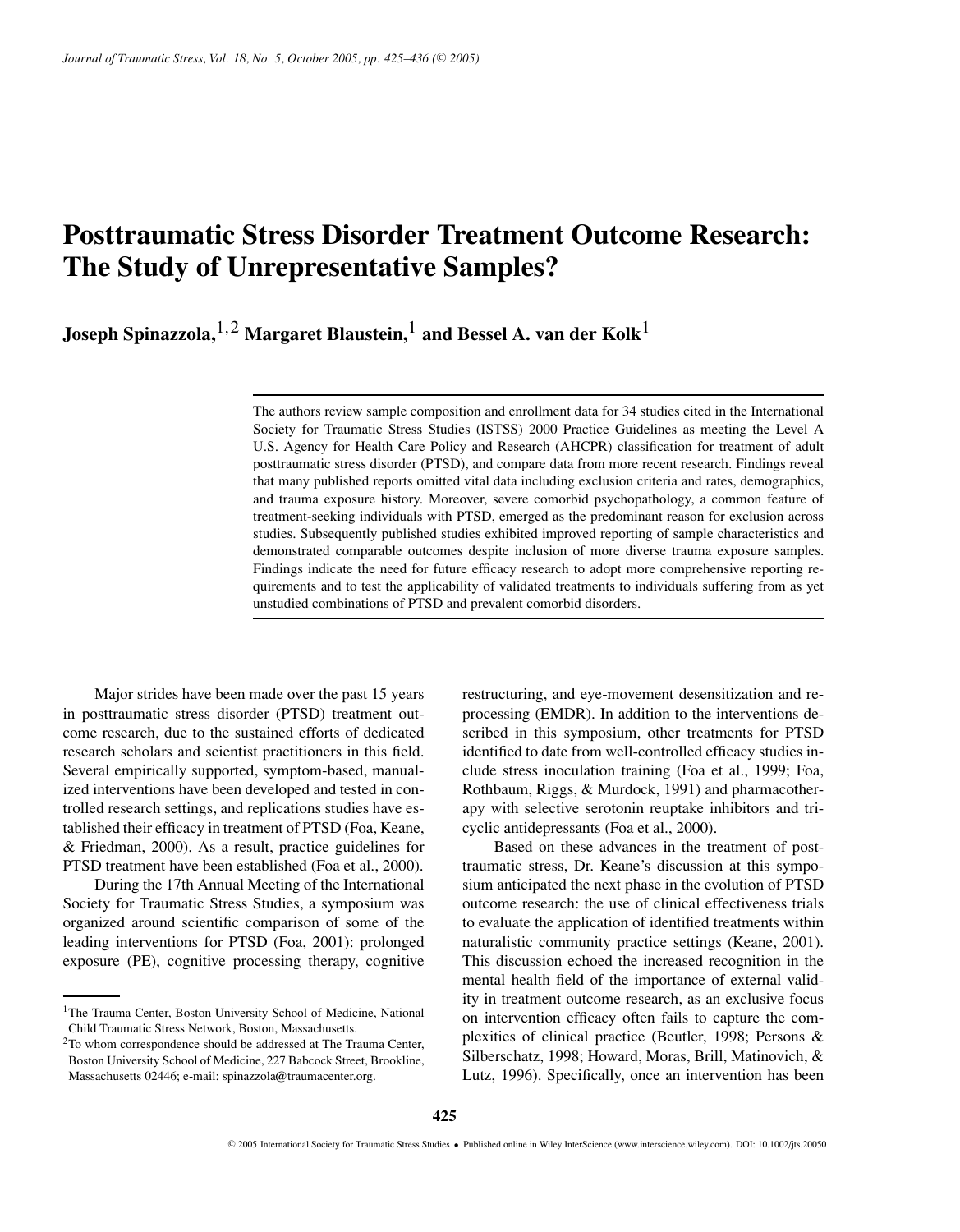# Posttraumatic Stress Disorder Treatment Outcome Research: The Study of Unrepresentative Samples?

**Joseph Spinazzola,[1,2] Margaret Blaustein,[1] and Bessel A. van der Kolk[1]**

The authors review sample composition and enrollment data for 34 studies cited in the International Society for Traumatic Stress Studies (ISTSS) 2000 Practice Guidelines as meeting the Level A U.S. Agency for Health Care Policy and Research (AHCPR) classification for treatment of adult posttraumatic stress disorder (PTSD), and compare data from more recent research. Findings reveal that many published reports omitted vital data including exclusion criteria and rates, demographics, and trauma exposure history. Moreover, severe comorbid psychopathology, a common feature of treatment-seeking individuals with PTSD, emerged as the predominant reason for exclusion across studies. Subsequently published studies exhibited improved reporting of sample characteristics and demonstrated comparable outcomes despite inclusion of more diverse trauma exposure samples. Findings indicate the need for future efficacy research to adopt more comprehensive reporting requirements and to test the applicability of validated treatments to individuals suffering from as yet unstudied combinations of PTSD and prevalent comorbid disorders.

Major strides have been made over the past 15 years in posttraumatic stress disorder (PTSD) treatment outcome research, due to the sustained efforts of dedicated research scholars and scientist practitioners in this field. Several empirically supported, symptom-based, manualized interventions have been developed and tested in controlled research settings, and replications studies have established their efficacy in treatment of PTSD (Foa, Keane, & Friedman, 2000). As a result, practice guidelines for PTSD treatment have been established (Foa et al., 2000).

During the 17th Annual Meeting of the International Society for Traumatic Stress Studies, a symposium was organized around scientific comparison of some of the leading interventions for PTSD (Foa, 2001): prolonged exposure (PE), cognitive processing therapy, cognitive restructuring, and eye-movement desensitization and reprocessing (EMDR). In addition to the interventions described in this symposium, other treatments for PTSD identified to date from well-controlled efficacy studies include stress inoculation training (Foa et al., 1999; Foa, Rothbaum, Riggs, & Murdock, 1991) and pharmacotherapy with selective serotonin reuptake inhibitors and tricyclic antidepressants (Foa et al., 2000).

Based on these advances in the treatment of posttraumatic stress, Dr. Keane's discussion at this symposium anticipated the next phase in the evolution of PTSD outcome research: the use of clinical effectiveness trials to evaluate the application of identified treatments within naturalistic community practice settings (Keane, 2001). This discussion echoed the increased recognition in the mental health field of the importance of external validity in treatment outcome research, as an exclusive focus on intervention efficacy often fails to capture the complexities of clinical practice (Beutler, 1998; Persons & Silberschatz, 1998; Howard, Moras, Brill, Matinovich, & Lutz, 1996). Specifically, once an intervention has been

[1]The Trauma Center, Boston University School of Medicine, National Child Traumatic Stress Network, Boston, Massachusetts.

[2]To whom correspondence should be addressed at The Trauma Center, Boston University School of Medicine, 227 Babcock Street, Brookline, Massachusetts 02446; e-mail: spinazzola@traumacenter.org.

© 2005 International Society for Traumatic Stress Studies • Published online in Wiley InterScience (www.interscience.wiley.com). DOI: 10.1002/jts.20050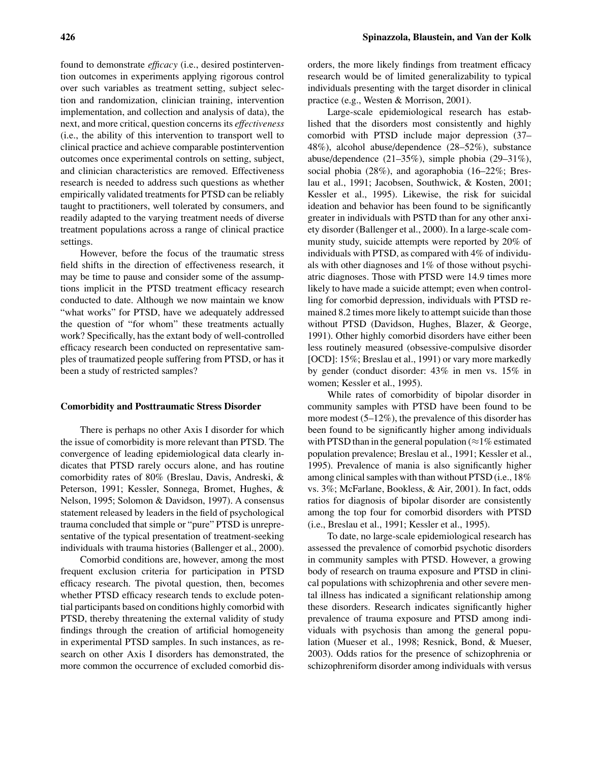found to demonstrate *efficacy* (i.e., desired postintervention outcomes in experiments applying rigorous control over such variables as treatment setting, subject selection and randomization, clinician training, intervention implementation, and collection and analysis of data), the next, and more critical, question concerns its *effectiveness* (i.e., the ability of this intervention to transport well to clinical practice and achieve comparable postintervention outcomes once experimental controls on setting, subject, and clinician characteristics are removed. Effectiveness research is needed to address such questions as whether empirically validated treatments for PTSD can be reliably taught to practitioners, well tolerated by consumers, and readily adapted to the varying treatment needs of diverse treatment populations across a range of clinical practice settings.

However, before the focus of the traumatic stress field shifts in the direction of effectiveness research, it may be time to pause and consider some of the assumptions implicit in the PTSD treatment efficacy research conducted to date. Although we now maintain we know "what works" for PTSD, have we adequately addressed the question of "for whom" these treatments actually work? Specifically, has the extant body of well-controlled efficacy research been conducted on representative samples of traumatized people suffering from PTSD, or has it been a study of restricted samples?

## Comorbidity and Posttraumatic Stress Disorder

There is perhaps no other Axis I disorder for which the issue of comorbidity is more relevant than PTSD. The convergence of leading epidemiological data clearly indicates that PTSD rarely occurs alone, and has routine comorbidity rates of 80% (Breslau, Davis, Andreski, & Peterson, 1991; Kessler, Sonnega, Bromet, Hughes, & Nelson, 1995; Solomon & Davidson, 1997). A consensus statement released by leaders in the field of psychological trauma concluded that simple or "pure" PTSD is unrepresentative of the typical presentation of treatment-seeking individuals with trauma histories (Ballenger et al., 2000).

Comorbid conditions are, however, among the most frequent exclusion criteria for participation in PTSD efficacy research. The pivotal question, then, becomes whether PTSD efficacy research tends to exclude potential participants based on conditions highly comorbid with PTSD, thereby threatening the external validity of study findings through the creation of artificial homogeneity in experimental PTSD samples. In such instances, as research on other Axis I disorders has demonstrated, the more common the occurrence of excluded comorbid disorders, the more likely findings from treatment efficacy research would be of limited generalizability to typical individuals presenting with the target disorder in clinical practice (e.g., Westen & Morrison, 2001).

Large-scale epidemiological research has established that the disorders most consistently and highly comorbid with PTSD include major depression (37–48%), alcohol abuse/dependence (28–52%), substance abuse/dependence (21–35%), simple phobia (29–31%), social phobia (28%), and agoraphobia (16–22%; Breslau et al., 1991; Jacobsen, Southwick, & Kosten, 2001; Kessler et al., 1995). Likewise, the risk for suicidal ideation and behavior has been found to be significantly greater in individuals with PSTD than for any other anxiety disorder (Ballenger et al., 2000). In a large-scale community study, suicide attempts were reported by 20% of individuals with PTSD, as compared with 4% of individuals with other diagnoses and 1% of those without psychiatric diagnoses. Those with PTSD were 14.9 times more likely to have made a suicide attempt; even when controlling for comorbid depression, individuals with PTSD remained 8.2 times more likely to attempt suicide than those without PTSD (Davidson, Hughes, Blazer, & George, 1991). Other highly comorbid disorders have either been less routinely measured (obsessive-compulsive disorder [OCD]: 15%; Breslau et al., 1991) or vary more markedly by gender (conduct disorder: 43% in men vs. 15% in women; Kessler et al., 1995).

While rates of comorbidity of bipolar disorder in community samples with PTSD have been found to be more modest (5–12%), the prevalence of this disorder has been found to be significantly higher among individuals with PTSD than in the general population (≈1% estimated population prevalence; Breslau et al., 1991; Kessler et al., 1995). Prevalence of mania is also significantly higher among clinical samples with than without PTSD (i.e., 18% vs. 3%; McFarlane, Bookless, & Air, 2001). In fact, odds ratios for diagnosis of bipolar disorder are consistently among the top four for comorbid disorders with PTSD (i.e., Breslau et al., 1991; Kessler et al., 1995).

To date, no large-scale epidemiological research has assessed the prevalence of comorbid psychotic disorders in community samples with PTSD. However, a growing body of research on trauma exposure and PTSD in clinical populations with schizophrenia and other severe mental illness has indicated a significant relationship among these disorders. Research indicates significantly higher prevalence of trauma exposure and PTSD among individuals with psychosis than among the general population (Mueser et al., 1998; Resnick, Bond, & Mueser, 2003). Odds ratios for the presence of schizophrenia or schizophreniform disorder among individuals with versus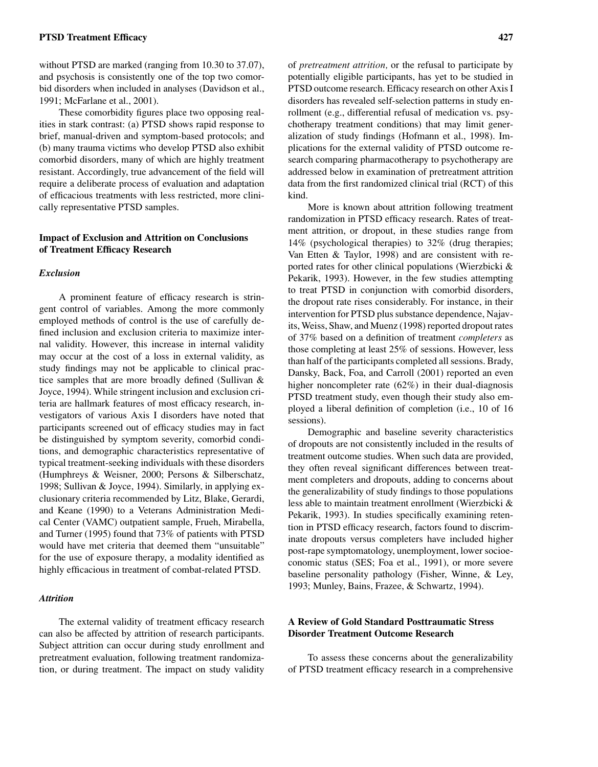without PTSD are marked (ranging from 10.30 to 37.07), and psychosis is consistently one of the top two comorbid disorders when included in analyses (Davidson et al., 1991; McFarlane et al., 2001).

These comorbidity figures place two opposing realities in stark contrast: (a) PTSD shows rapid response to brief, manual-driven and symptom-based protocols; and (b) many trauma victims who develop PTSD also exhibit comorbid disorders, many of which are highly treatment resistant. Accordingly, true advancement of the field will require a deliberate process of evaluation and adaptation of efficacious treatments with less restricted, more clinically representative PTSD samples.

## Impact of Exclusion and Attrition on Conclusions of Treatment Efficacy Research

### *Exclusion*

A prominent feature of efficacy research is stringent control of variables. Among the more commonly employed methods of control is the use of carefully defined inclusion and exclusion criteria to maximize internal validity. However, this increase in internal validity may occur at the cost of a loss in external validity, as study findings may not be applicable to clinical practice samples that are more broadly defined (Sullivan & Joyce, 1994). While stringent inclusion and exclusion criteria are hallmark features of most efficacy research, investigators of various Axis I disorders have noted that participants screened out of efficacy studies may in fact be distinguished by symptom severity, comorbid conditions, and demographic characteristics representative of typical treatment-seeking individuals with these disorders (Humphreys & Weisner, 2000; Persons & Silberschatz, 1998; Sullivan & Joyce, 1994). Similarly, in applying exclusionary criteria recommended by Litz, Blake, Gerardi, and Keane (1990) to a Veterans Administration Medical Center (VAMC) outpatient sample, Frueh, Mirabella, and Turner (1995) found that 73% of patients with PTSD would have met criteria that deemed them "unsuitable" for the use of exposure therapy, a modality identified as highly efficacious in treatment of combat-related PTSD.

### *Attrition*

The external validity of treatment efficacy research can also be affected by attrition of research participants. Subject attrition can occur during study enrollment and pretreatment evaluation, following treatment randomization, or during treatment. The impact on study validity of *pretreatment attrition,* or the refusal to participate by potentially eligible participants, has yet to be studied in PTSD outcome research. Efficacy research on other Axis I disorders has revealed self-selection patterns in study enrollment (e.g., differential refusal of medication vs. psychotherapy treatment conditions) that may limit generalization of study findings (Hofmann et al., 1998). Implications for the external validity of PTSD outcome research comparing pharmacotherapy to psychotherapy are addressed below in examination of pretreatment attrition data from the first randomized clinical trial (RCT) of this kind.

More is known about attrition following treatment randomization in PTSD efficacy research. Rates of treatment attrition, or dropout, in these studies range from 14% (psychological therapies) to 32% (drug therapies; Van Etten & Taylor, 1998) and are consistent with reported rates for other clinical populations (Wierzbicki & Pekarik, 1993). However, in the few studies attempting to treat PTSD in conjunction with comorbid disorders, the dropout rate rises considerably. For instance, in their intervention for PTSD plus substance dependence, Najavits, Weiss, Shaw, and Muenz (1998) reported dropout rates of 37% based on a definition of treatment *completers* as those completing at least 25% of sessions. However, less than half of the participants completed all sessions. Brady, Dansky, Back, Foa, and Carroll (2001) reported an even higher noncompleter rate (62%) in their dual-diagnosis PTSD treatment study, even though their study also employed a liberal definition of completion (i.e., 10 of 16 sessions).

Demographic and baseline severity characteristics of dropouts are not consistently included in the results of treatment outcome studies. When such data are provided, they often reveal significant differences between treatment completers and dropouts, adding to concerns about the generalizability of study findings to those populations less able to maintain treatment enrollment (Wierzbicki & Pekarik, 1993). In studies specifically examining retention in PTSD efficacy research, factors found to discriminate dropouts versus completers have included higher post-rape symptomatology, unemployment, lower socioeconomic status (SES; Foa et al., 1991), or more severe baseline personality pathology (Fisher, Winne, & Ley, 1993; Munley, Bains, Frazee, & Schwartz, 1994).

## A Review of Gold Standard Posttraumatic Stress Disorder Treatment Outcome Research

To assess these concerns about the generalizability of PTSD treatment efficacy research in a comprehensive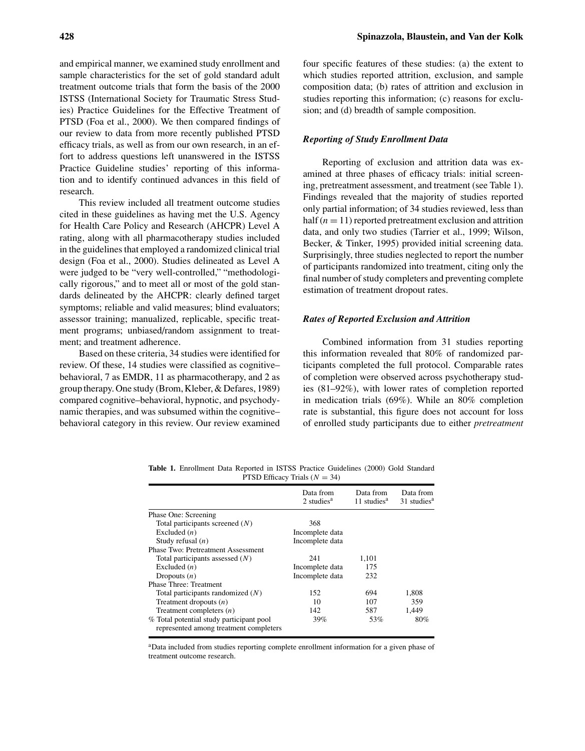and empirical manner, we examined study enrollment and sample characteristics for the set of gold standard adult treatment outcome trials that form the basis of the 2000 ISTSS (International Society for Traumatic Stress Studies) Practice Guidelines for the Effective Treatment of PTSD (Foa et al., 2000). We then compared findings of our review to data from more recently published PTSD efficacy trials, as well as from our own research, in an effort to address questions left unanswered in the ISTSS Practice Guideline studies' reporting of this information and to identify continued advances in this field of research.

This review included all treatment outcome studies cited in these guidelines as having met the U.S. Agency for Health Care Policy and Research (AHCPR) Level A rating, along with all pharmacotherapy studies included in the guidelines that employed a randomized clinical trial design (Foa et al., 2000). Studies delineated as Level A were judged to be "very well-controlled," "methodologically rigorous," and to meet all or most of the gold standards delineated by the AHCPR: clearly defined target symptoms; reliable and valid measures; blind evaluators; assessor training; manualized, replicable, specific treatment programs; unbiased/random assignment to treatment; and treatment adherence.

Based on these criteria, 34 studies were identified for review. Of these, 14 studies were classified as cognitive–behavioral, 7 as EMDR, 11 as pharmacotherapy, and 2 as group therapy. One study (Brom, Kleber, & Defares, 1989) compared cognitive–behavioral, hypnotic, and psychodynamic therapies, and was subsumed within the cognitive–behavioral category in this review. Our review examined four specific features of these studies: (a) the extent to which studies reported attrition, exclusion, and sample composition data; (b) rates of attrition and exclusion in studies reporting this information; (c) reasons for exclusion; and (d) breadth of sample composition.

### *Reporting of Study Enrollment Data*

Reporting of exclusion and attrition data was examined at three phases of efficacy trials: initial screening, pretreatment assessment, and treatment (see Table 1). Findings revealed that the majority of studies reported only partial information; of 34 studies reviewed, less than half ($n = 11$) reported pretreatment exclusion and attrition data, and only two studies (Tarrier et al., 1999; Wilson, Becker, & Tinker, 1995) provided initial screening data. Surprisingly, three studies neglected to report the number of participants randomized into treatment, citing only the final number of study completers and preventing complete estimation of treatment dropout rates.

### *Rates of Reported Exclusion and Attrition*

Combined information from 31 studies reporting this information revealed that 80% of randomized participants completed the full protocol. Comparable rates of completion were observed across psychotherapy studies (81–92%), with lower rates of completion reported in medication trials (69%). While an 80% completion rate is substantial, this figure does not account for loss of enrolled study participants due to either *pretreatment*

**Table 1.** Enrollment Data Reported in ISTSS Practice Guidelines (2000) Gold Standard PTSD Efficacy Trials ($N = 34$)

| | Data from 2 studies[a] | Data from 11 studies[a] | Data from 31 studies[a] |
|---|---|---|---|
| Phase One: Screening | | | |
| Total participants screened ($N$) | 368 | | |
| Excluded ($n$) | Incomplete data | | |
| Study refusal ($n$) | Incomplete data | | |
| Phase Two: Pretreatment Assessment | | | |
| Total participants assessed ($N$) | 241 | 1,101 | |
| Excluded ($n$) | Incomplete data | 175 | |
| Dropouts ($n$) | Incomplete data | 232 | |
| Phase Three: Treatment | | | |
| Total participants randomized ($N$) | 152 | 694 | 1,808 |
| Treatment dropouts ($n$) | 10 | 107 | 359 |
| Treatment completers ($n$) | 142 | 587 | 1,449 |
| % Total potential study participant pool represented among treatment completers | 39% | 53% | 80% |

[a]Data included from studies reporting complete enrollment information for a given phase of treatment outcome research.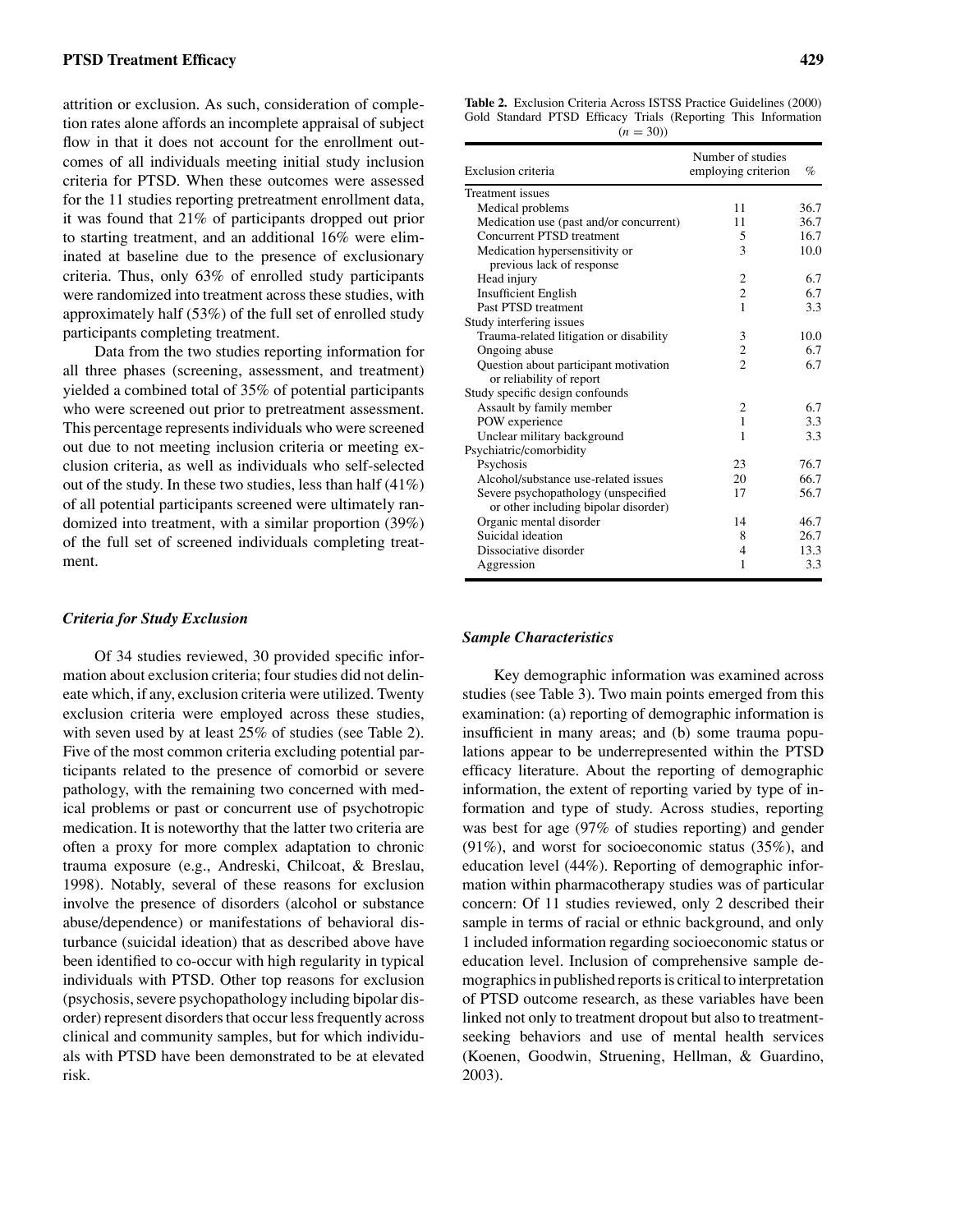attrition or exclusion. As such, consideration of completion rates alone affords an incomplete appraisal of subject flow in that it does not account for the enrollment outcomes of all individuals meeting initial study inclusion criteria for PTSD. When these outcomes were assessed for the 11 studies reporting pretreatment enrollment data, it was found that 21% of participants dropped out prior to starting treatment, and an additional 16% were eliminated at baseline due to the presence of exclusionary criteria. Thus, only 63% of enrolled study participants were randomized into treatment across these studies, with approximately half (53%) of the full set of enrolled study participants completing treatment.

Data from the two studies reporting information for all three phases (screening, assessment, and treatment) yielded a combined total of 35% of potential participants who were screened out prior to pretreatment assessment. This percentage represents individuals who were screened out due to not meeting inclusion criteria or meeting exclusion criteria, as well as individuals who self-selected out of the study. In these two studies, less than half (41%) of all potential participants screened were ultimately randomized into treatment, with a similar proportion (39%) of the full set of screened individuals completing treatment.

### Criteria for Study Exclusion

Of 34 studies reviewed, 30 provided specific information about exclusion criteria; four studies did not delineate which, if any, exclusion criteria were utilized. Twenty exclusion criteria were employed across these studies, with seven used by at least 25% of studies (see Table 2). Five of the most common criteria excluding potential participants related to the presence of comorbid or severe pathology, with the remaining two concerned with medical problems or past or concurrent use of psychotropic medication. It is noteworthy that the latter two criteria are often a proxy for more complex adaptation to chronic trauma exposure (e.g., Andreski, Chilcoat, & Breslau, 1998). Notably, several of these reasons for exclusion involve the presence of disorders (alcohol or substance abuse/dependence) or manifestations of behavioral disturbance (suicidal ideation) that as described above have been identified to co-occur with high regularity in typical individuals with PTSD. Other top reasons for exclusion (psychosis, severe psychopathology including bipolar disorder) represent disorders that occur less frequently across clinical and community samples, but for which individuals with PTSD have been demonstrated to be at elevated risk.

**Table 2.** Exclusion Criteria Across ISTSS Practice Guidelines (2000) Gold Standard PTSD Efficacy Trials (Reporting This Information ($n = 30$))

| Exclusion criteria | Number of studies employing criterion | % |
|---|---|---|
| Treatment issues | | |
| Medical problems | 11 | 36.7 |
| Medication use (past and/or concurrent) | 11 | 36.7 |
| Concurrent PTSD treatment | 5 | 16.7 |
| Medication hypersensitivity or previous lack of response | 3 | 10.0 |
| Head injury | 2 | 6.7 |
| Insufficient English | 2 | 6.7 |
| Past PTSD treatment | 1 | 3.3 |
| Study interfering issues | | |
| Trauma-related litigation or disability | 3 | 10.0 |
| Ongoing abuse | 2 | 6.7 |
| Question about participant motivation or reliability of report | 2 | 6.7 |
| Study specific design confounds | | |
| Assault by family member | 2 | 6.7 |
| POW experience | 1 | 3.3 |
| Unclear military background | 1 | 3.3 |
| Psychiatric/comorbidity | | |
| Psychosis | 23 | 76.7 |
| Alcohol/substance use-related issues | 20 | 66.7 |
| Severe psychopathology (unspecified or other including bipolar disorder) | 17 | 56.7 |
| Organic mental disorder | 14 | 46.7 |
| Suicidal ideation | 8 | 26.7 |
| Dissociative disorder | 4 | 13.3 |
| Aggression | 1 | 3.3 |

### Sample Characteristics

Key demographic information was examined across studies (see Table 3). Two main points emerged from this examination: (a) reporting of demographic information is insufficient in many areas; and (b) some trauma populations appear to be underrepresented within the PTSD efficacy literature. About the reporting of demographic information, the extent of reporting varied by type of information and type of study. Across studies, reporting was best for age (97% of studies reporting) and gender (91%), and worst for socioeconomic status (35%), and education level (44%). Reporting of demographic information within pharmacotherapy studies was of particular concern: Of 11 studies reviewed, only 2 described their sample in terms of racial or ethnic background, and only 1 included information regarding socioeconomic status or education level. Inclusion of comprehensive sample demographics in published reports is critical to interpretation of PTSD outcome research, as these variables have been linked not only to treatment dropout but also to treatment-seeking behaviors and use of mental health services (Koenen, Goodwin, Struening, Hellman, & Guardino, 2003).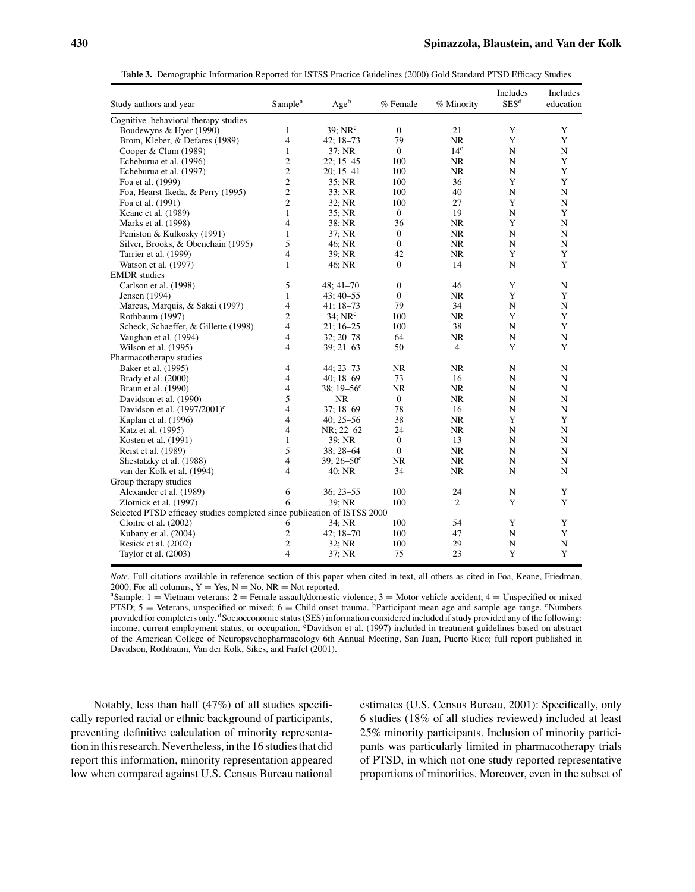**Table 3.** Demographic Information Reported for ISTSS Practice Guidelines (2000) Gold Standard PTSD Efficacy Studies

| Study authors and year | Sample[a] | Age[b] | % Female | % Minority | Includes SES[d] | Includes education |
|---|---|---|---|---|---|---|
| Cognitive–behavioral therapy studies | | | | | | |
| Boudewyns & Hyer (1990) | 1 | 39; NR[c] | 0 | 21 | Y | Y |
| Brom, Kleber, & Defares (1989) | 4 | 42; 18–73 | 79 | NR | Y | Y |
| Cooper & Clum (1989) | 1 | 37; NR | 0 | 14[c] | N | N |
| Echeburua et al. (1996) | 2 | 22; 15–45 | 100 | NR | N | Y |
| Echeburua et al. (1997) | 2 | 20; 15–41 | 100 | NR | N | Y |
| Foa et al. (1999) | 2 | 35; NR | 100 | 36 | Y | Y |
| Foa, Hearst-Ikeda, & Perry (1995) | 2 | 33; NR | 100 | 40 | N | N |
| Foa et al. (1991) | 2 | 32; NR | 100 | 27 | Y | N |
| Keane et al. (1989) | 1 | 35; NR | 0 | 19 | N | Y |
| Marks et al. (1998) | 4 | 38; NR | 36 | NR | Y | N |
| Peniston & Kulkosky (1991) | 1 | 37; NR | 0 | NR | N | N |
| Silver, Brooks, & Obenchain (1995) | 5 | 46; NR | 0 | NR | N | N |
| Tarrier et al. (1999) | 4 | 39; NR | 42 | NR | Y | Y |
| Watson et al. (1997) | 1 | 46; NR | 0 | 14 | N | Y |
| EMDR studies | | | | | | |
| Carlson et al. (1998) | 5 | 48; 41–70 | 0 | 46 | Y | N |
| Jensen (1994) | 1 | 43; 40–55 | 0 | NR | Y | Y |
| Marcus, Marquis, & Sakai (1997) | 4 | 41; 18–73 | 79 | 34 | N | N |
| Rothbaum (1997) | 2 | 34; NR[c] | 100 | NR | Y | Y |
| Scheck, Schaeffer, & Gillette (1998) | 4 | 21; 16–25 | 100 | 38 | N | Y |
| Vaughan et al. (1994) | 4 | 32; 20–78 | 64 | NR | N | N |
| Wilson et al. (1995) | 4 | 39; 21–63 | 50 | 4 | Y | Y |
| Pharmacotherapy studies | | | | | | |
| Baker et al. (1995) | 4 | 44; 23–73 | NR | NR | N | N |
| Brady et al. (2000) | 4 | 40; 18–69 | 73 | 16 | N | N |
| Braun et al. (1990) | 4 | 38; 19–56[c] | NR | NR | N | N |
| Davidson et al. (1990) | 5 | NR | 0 | NR | N | N |
| Davidson et al. (1997/2001)[e] | 4 | 37; 18–69 | 78 | 16 | N | N |
| Kaplan et al. (1996) | 4 | 40; 25–56 | 38 | NR | Y | Y |
| Katz et al. (1995) | 4 | NR; 22–62 | 24 | NR | N | N |
| Kosten et al. (1991) | 1 | 39; NR | 0 | 13 | N | N |
| Reist et al. (1989) | 5 | 38; 28–64 | 0 | NR | N | N |
| Shestatzky et al. (1988) | 4 | 39; 26–50[c] | NR | NR | N | N |
| van der Kolk et al. (1994) | 4 | 40; NR | 34 | NR | N | N |
| Group therapy studies | | | | | | |
| Alexander et al. (1989) | 6 | 36; 23–55 | 100 | 24 | N | Y |
| Zlotnick et al. (1997) | 6 | 39; NR | 100 | 2 | Y | Y |
| Selected PTSD efficacy studies completed since publication of ISTSS 2000 | | | | | | |
| Cloitre et al. (2002) | 6 | 34; NR | 100 | 54 | Y | Y |
| Kubany et al. (2004) | 2 | 42; 18–70 | 100 | 47 | N | Y |
| Resick et al. (2002) | 2 | 32; NR | 100 | 29 | N | N |
| Taylor et al. (2003) | 4 | 37; NR | 75 | 23 | Y | Y |

*Note*. Full citations available in reference section of this paper when cited in text, all others as cited in Foa, Keane, Friedman, 2000. For all columns, Y = Yes, N = No, NR = Not reported.
[a]Sample: 1 = Vietnam veterans; 2 = Female assault/domestic violence; 3 = Motor vehicle accident; 4 = Unspecified or mixed PTSD; 5 = Veterans, unspecified or mixed; 6 = Child onset trauma. [b]Participant mean age and sample age range. [c]Numbers provided for completers only. [d]Socioeconomic status (SES) information considered included if study provided any of the following: income, current employment status, or occupation. [e]Davidson et al. (1997) included in treatment guidelines based on abstract of the American College of Neuropsychopharmacology 6th Annual Meeting, San Juan, Puerto Rico; full report published in Davidson, Rothbaum, Van der Kolk, Sikes, and Farfel (2001).

Notably, less than half (47%) of all studies specifically reported racial or ethnic background of participants, preventing definitive calculation of minority representation in this research. Nevertheless, in the 16 studies that did report this information, minority representation appeared low when compared against U.S. Census Bureau national estimates (U.S. Census Bureau, 2001): Specifically, only 6 studies (18% of all studies reviewed) included at least 25% minority participants. Inclusion of minority participants was particularly limited in pharmacotherapy trials of PTSD, in which not one study reported representative proportions of minorities. Moreover, even in the subset of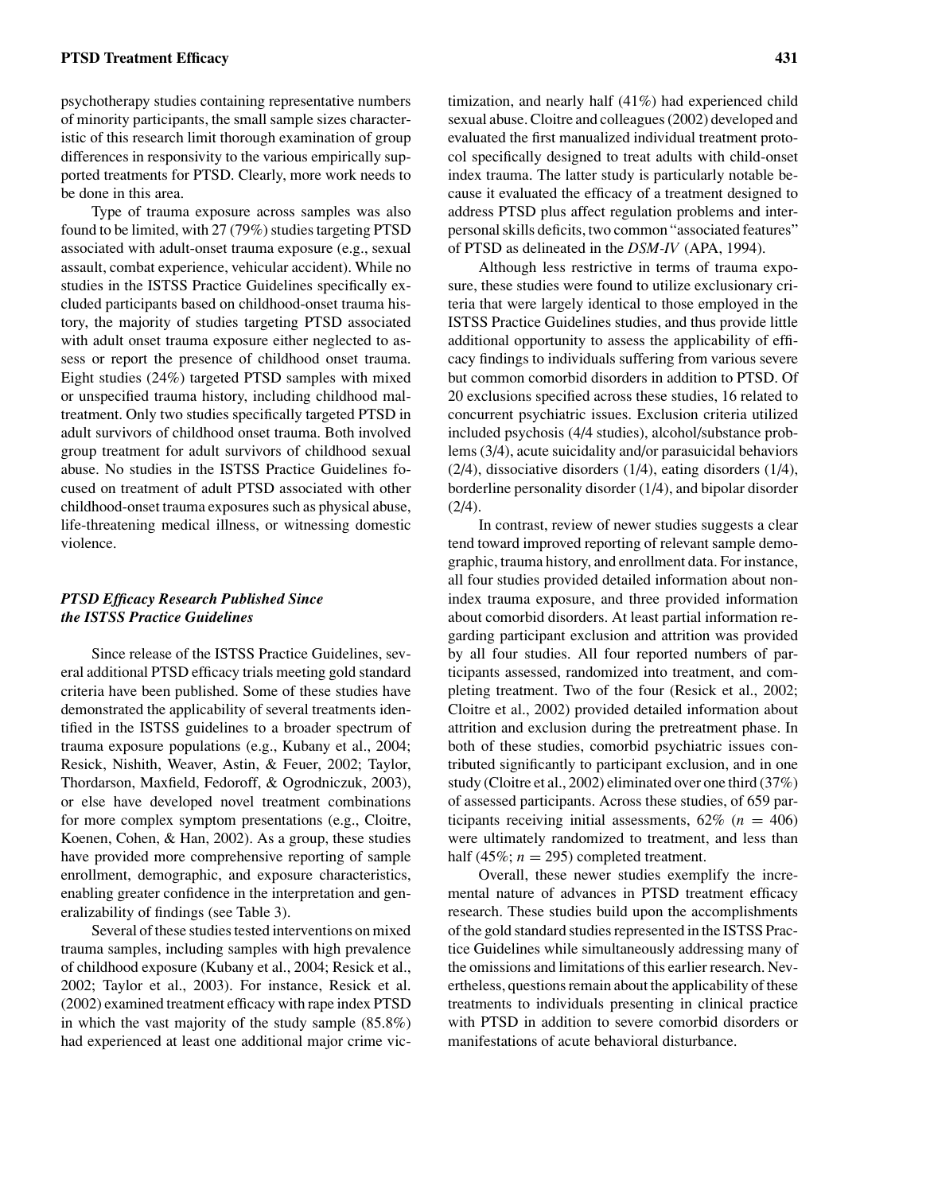psychotherapy studies containing representative numbers of minority participants, the small sample sizes characteristic of this research limit thorough examination of group differences in responsivity to the various empirically supported treatments for PTSD. Clearly, more work needs to be done in this area.

Type of trauma exposure across samples was also found to be limited, with 27 (79%) studies targeting PTSD associated with adult-onset trauma exposure (e.g., sexual assault, combat experience, vehicular accident). While no studies in the ISTSS Practice Guidelines specifically excluded participants based on childhood-onset trauma history, the majority of studies targeting PTSD associated with adult onset trauma exposure either neglected to assess or report the presence of childhood onset trauma. Eight studies (24%) targeted PTSD samples with mixed or unspecified trauma history, including childhood maltreatment. Only two studies specifically targeted PTSD in adult survivors of childhood onset trauma. Both involved group treatment for adult survivors of childhood sexual abuse. No studies in the ISTSS Practice Guidelines focused on treatment of adult PTSD associated with other childhood-onset trauma exposures such as physical abuse, life-threatening medical illness, or witnessing domestic violence.

### *PTSD Efficacy Research Published Since the ISTSS Practice Guidelines*

Since release of the ISTSS Practice Guidelines, several additional PTSD efficacy trials meeting gold standard criteria have been published. Some of these studies have demonstrated the applicability of several treatments identified in the ISTSS guidelines to a broader spectrum of trauma exposure populations (e.g., Kubany et al., 2004; Resick, Nishith, Weaver, Astin, & Feuer, 2002; Taylor, Thordarson, Maxfield, Fedoroff, & Ogrodniczuk, 2003), or else have developed novel treatment combinations for more complex symptom presentations (e.g., Cloitre, Koenen, Cohen, & Han, 2002). As a group, these studies have provided more comprehensive reporting of sample enrollment, demographic, and exposure characteristics, enabling greater confidence in the interpretation and generalizability of findings (see Table 3).

Several of these studies tested interventions on mixed trauma samples, including samples with high prevalence of childhood exposure (Kubany et al., 2004; Resick et al., 2002; Taylor et al., 2003). For instance, Resick et al. (2002) examined treatment efficacy with rape index PTSD in which the vast majority of the study sample (85.8%) had experienced at least one additional major crime victimization, and nearly half (41%) had experienced child sexual abuse. Cloitre and colleagues (2002) developed and evaluated the first manualized individual treatment protocol specifically designed to treat adults with child-onset index trauma. The latter study is particularly notable because it evaluated the efficacy of a treatment designed to address PTSD plus affect regulation problems and interpersonal skills deficits, two common "associated features" of PTSD as delineated in the *DSM-IV* (APA, 1994).

Although less restrictive in terms of trauma exposure, these studies were found to utilize exclusionary criteria that were largely identical to those employed in the ISTSS Practice Guidelines studies, and thus provide little additional opportunity to assess the applicability of efficacy findings to individuals suffering from various severe but common comorbid disorders in addition to PTSD. Of 20 exclusions specified across these studies, 16 related to concurrent psychiatric issues. Exclusion criteria utilized included psychosis (4/4 studies), alcohol/substance problems (3/4), acute suicidality and/or parasuicidal behaviors (2/4), dissociative disorders (1/4), eating disorders (1/4), borderline personality disorder (1/4), and bipolar disorder (2/4).

In contrast, review of newer studies suggests a clear tend toward improved reporting of relevant sample demographic, trauma history, and enrollment data. For instance, all four studies provided detailed information about nonindex trauma exposure, and three provided information about comorbid disorders. At least partial information regarding participant exclusion and attrition was provided by all four studies. All four reported numbers of participants assessed, randomized into treatment, and completing treatment. Two of the four (Resick et al., 2002; Cloitre et al., 2002) provided detailed information about attrition and exclusion during the pretreatment phase. In both of these studies, comorbid psychiatric issues contributed significantly to participant exclusion, and in one study (Cloitre et al., 2002) eliminated over one third (37%) of assessed participants. Across these studies, of 659 participants receiving initial assessments, 62% ($n = 406$) were ultimately randomized to treatment, and less than half (45%; $n = 295$) completed treatment.

Overall, these newer studies exemplify the incremental nature of advances in PTSD treatment efficacy research. These studies build upon the accomplishments of the gold standard studies represented in the ISTSS Practice Guidelines while simultaneously addressing many of the omissions and limitations of this earlier research. Nevertheless, questions remain about the applicability of these treatments to individuals presenting in clinical practice with PTSD in addition to severe comorbid disorders or manifestations of acute behavioral disturbance.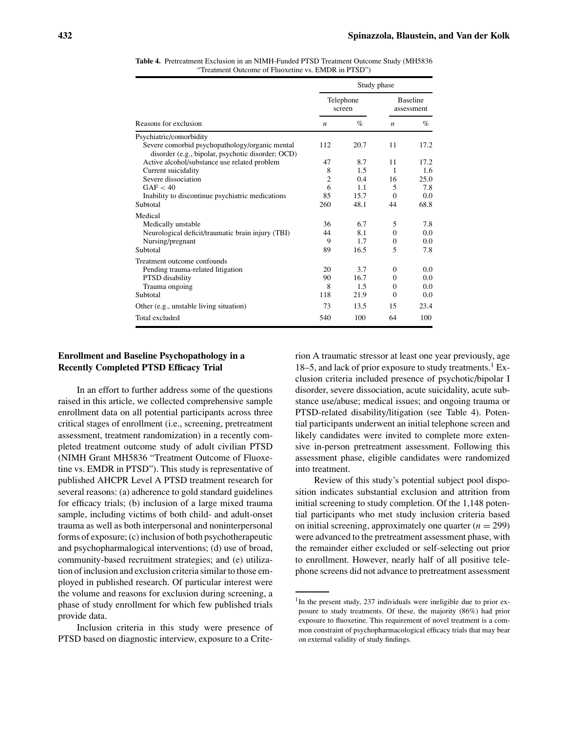**Table 4.** Pretreatment Exclusion in an NIMH-Funded PTSD Treatment Outcome Study (MH5836 "Treatment Outcome of Fluoxetine vs. EMDR in PTSD")

| | Study phase | | | |
|---|---|---|---|---|
| | Telephone screen | | Baseline assessment | |
| Reasons for exclusion | *n* | % | *n* | % |
| Psychiatric/comorbidity | | | | |
| Severe comorbid psychopathology/organic mental disorder (e.g., bipolar, psychotic disorder; OCD) | 112 | 20.7 | 11 | 17.2 |
| Active alcohol/substance use related problem | 47 | 8.7 | 11 | 17.2 |
| Current suicidality | 8 | 1.5 | 1 | 1.6 |
| Severe dissociation | 2 | 0.4 | 16 | 25.0 |
| GAF < 40 | 6 | 1.1 | 5 | 7.8 |
| Inability to discontinue psychiatric medications | 85 | 15.7 | 0 | 0.0 |
| Subtotal | 260 | 48.1 | 44 | 68.8 |
| Medical | | | | |
| Medically unstable | 36 | 6.7 | 5 | 7.8 |
| Neurological deficit/traumatic brain injury (TBI) | 44 | 8.1 | 0 | 0.0 |
| Nursing/pregnant | 9 | 1.7 | 0 | 0.0 |
| Subtotal | 89 | 16.5 | 5 | 7.8 |
| Treatment outcome confounds | | | | |
| Pending trauma-related litigation | 20 | 3.7 | 0 | 0.0 |
| PTSD disability | 90 | 16.7 | 0 | 0.0 |
| Trauma ongoing | 8 | 1.5 | 0 | 0.0 |
| Subtotal | 118 | 21.9 | 0 | 0.0 |
| Other (e.g., unstable living situation) | 73 | 13.5 | 15 | 23.4 |
| Total excluded | 540 | 100 | 64 | 100 |

## Enrollment and Baseline Psychopathology in a Recently Completed PTSD Efficacy Trial

In an effort to further address some of the questions raised in this article, we collected comprehensive sample enrollment data on all potential participants across three critical stages of enrollment (i.e., screening, pretreatment assessment, treatment randomization) in a recently completed treatment outcome study of adult civilian PTSD (NIMH Grant MH5836 "Treatment Outcome of Fluoxetine vs. EMDR in PTSD"). This study is representative of published AHCPR Level A PTSD treatment research for several reasons: (a) adherence to gold standard guidelines for efficacy trials; (b) inclusion of a large mixed trauma sample, including victims of both child- and adult-onset trauma as well as both interpersonal and noninterpersonal forms of exposure; (c) inclusion of both psychotherapeutic and psychopharmalogical interventions; (d) use of broad, community-based recruitment strategies; and (e) utilization of inclusion and exclusion criteria similar to those employed in published research. Of particular interest were the volume and reasons for exclusion during screening, a phase of study enrollment for which few published trials provide data.

Inclusion criteria in this study were presence of PTSD based on diagnostic interview, exposure to a Criterion A traumatic stressor at least one year previously, age 18–5, and lack of prior exposure to study treatments.[1] Exclusion criteria included presence of psychotic/bipolar I disorder, severe dissociation, acute suicidality, acute substance use/abuse; medical issues; and ongoing trauma or PTSD-related disability/litigation (see Table 4). Potential participants underwent an initial telephone screen and likely candidates were invited to complete more extensive in-person pretreatment assessment. Following this assessment phase, eligible candidates were randomized into treatment.

Review of this study's potential subject pool disposition indicates substantial exclusion and attrition from initial screening to study completion. Of the 1,148 potential participants who met study inclusion criteria based on initial screening, approximately one quarter ($n = 299$) were advanced to the pretreatment assessment phase, with the remainder either excluded or self-selecting out prior to enrollment. However, nearly half of all positive telephone screens did not advance to pretreatment assessment

[1] In the present study, 237 individuals were ineligible due to prior exposure to study treatments. Of these, the majority (86%) had prior exposure to fluoxetine. This requirement of novel treatment is a common constraint of psychopharmacological efficacy trials that may bear on external validity of study findings.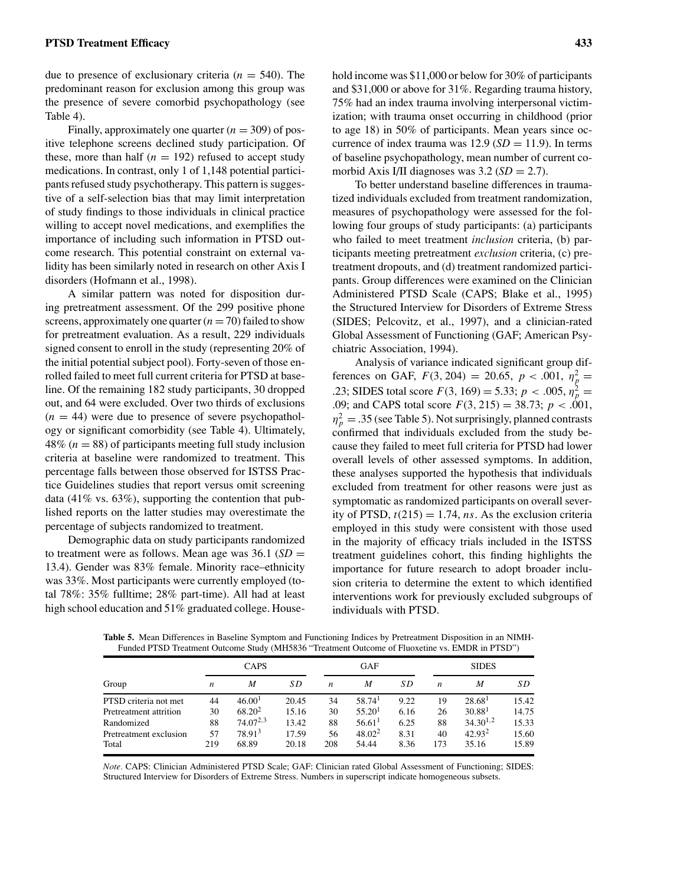due to presence of exclusionary criteria ($n = 540$). The predominant reason for exclusion among this group was the presence of severe comorbid psychopathology (see Table 4).

Finally, approximately one quarter ($n = 309$) of positive telephone screens declined study participation. Of these, more than half ($n = 192$) refused to accept study medications. In contrast, only 1 of 1,148 potential participants refused study psychotherapy. This pattern is suggestive of a self-selection bias that may limit interpretation of study findings to those individuals in clinical practice willing to accept novel medications, and exemplifies the importance of including such information in PTSD outcome research. This potential constraint on external validity has been similarly noted in research on other Axis I disorders (Hofmann et al., 1998).

A similar pattern was noted for disposition during pretreatment assessment. Of the 299 positive phone screens, approximately one quarter ($n = 70$) failed to show for pretreatment evaluation. As a result, 229 individuals signed consent to enroll in the study (representing 20% of the initial potential subject pool). Forty-seven of those enrolled failed to meet full current criteria for PTSD at baseline. Of the remaining 182 study participants, 30 dropped out, and 64 were excluded. Over two thirds of exclusions ($n = 44$) were due to presence of severe psychopathology or significant comorbidity (see Table 4). Ultimately, 48% ($n = 88$) of participants meeting full study inclusion criteria at baseline were randomized to treatment. This percentage falls between those observed for ISTSS Practice Guidelines studies that report versus omit screening data (41% vs. 63%), supporting the contention that published reports on the latter studies may overestimate the percentage of subjects randomized to treatment.

Demographic data on study participants randomized to treatment were as follows. Mean age was 36.1 ($SD = 13.4$). Gender was 83% female. Minority race–ethnicity was 33%. Most participants were currently employed (total 78%: 35% fulltime; 28% part-time). All had at least high school education and 51% graduated college. Household income was $11,000 or below for 30% of participants and $31,000 or above for 31%. Regarding trauma history, 75% had an index trauma involving interpersonal victimization; with trauma onset occurring in childhood (prior to age 18) in 50% of participants. Mean years since occurrence of index trauma was 12.9 ($SD = 11.9$). In terms of baseline psychopathology, mean number of current comorbid Axis I/II diagnoses was 3.2 ($SD = 2.7$).

To better understand baseline differences in traumatized individuals excluded from treatment randomization, measures of psychopathology were assessed for the following four groups of study participants: (a) participants who failed to meet treatment *inclusion* criteria, (b) participants meeting pretreatment *exclusion* criteria, (c) pretreatment dropouts, and (d) treatment randomized participants. Group differences were examined on the Clinician Administered PTSD Scale (CAPS; Blake et al., 1995) the Structured Interview for Disorders of Extreme Stress (SIDES; Pelcovitz, et al., 1997), and a clinician-rated Global Assessment of Functioning (GAF; American Psychiatric Association, 1994).

Analysis of variance indicated significant group differences on GAF, $F(3, 204) = 20.65$, $p < .001$, $\eta_p^2 = .23$; SIDES total score $F(3, 169) = 5.33$; $p < .005$, $\eta_p^2 = .09$; and CAPS total score $F(3, 215) = 38.73$; $p < .001$, $\eta_p^2 = .35$ (see Table 5). Not surprisingly, planned contrasts confirmed that individuals excluded from the study because they failed to meet full criteria for PTSD had lower overall levels of other assessed symptoms. In addition, these analyses supported the hypothesis that individuals excluded from treatment for other reasons were just as symptomatic as randomized participants on overall severity of PTSD, $t(215) = 1.74$, *ns*. As the exclusion criteria employed in this study were consistent with those used in the majority of efficacy trials included in the ISTSS treatment guidelines cohort, this finding highlights the importance for future research to adopt broader inclusion criteria to determine the extent to which identified interventions work for previously excluded subgroups of individuals with PTSD.

**Table 5.** Mean Differences in Baseline Symptom and Functioning Indices by Pretreatment Disposition in an NIMH-Funded PTSD Treatment Outcome Study (MH5836 "Treatment Outcome of Fluoxetine vs. EMDR in PTSD")

| | CAPS | | | GAF | | | SIDES | | |
|---|---|---|---|---|---|---|---|---|---|
| Group | $n$ | $M$ | $SD$ | $n$ | $M$ | $SD$ | $n$ | $M$ | $SD$ |
| PTSD criteria not met | 44 | $46.00^{1}$ | 20.45 | 34 | $58.74^{1}$ | 9.22 | 19 | $28.68^{1}$ | 15.42 |
| Pretreatment attrition | 30 | $68.20^{2}$ | 15.16 | 30 | $55.20^{1}$ | 6.16 | 26 | $30.88^{1}$ | 14.75 |
| Randomized | 88 | $74.07^{2,3}$ | 13.42 | 88 | $56.61^{1}$ | 6.25 | 88 | $34.30^{1,2}$ | 15.33 |
| Pretreatment exclusion | 57 | $78.91^{3}$ | 17.59 | 56 | $48.02^{2}$ | 8.31 | 40 | $42.93^{2}$ | 15.60 |
| Total | 219 | 68.89 | 20.18 | 208 | 54.44 | 8.36 | 173 | 35.16 | 15.89 |

*Note*. CAPS: Clinician Administered PTSD Scale; GAF: Clinician rated Global Assessment of Functioning; SIDES: Structured Interview for Disorders of Extreme Stress. Numbers in superscript indicate homogeneous subsets.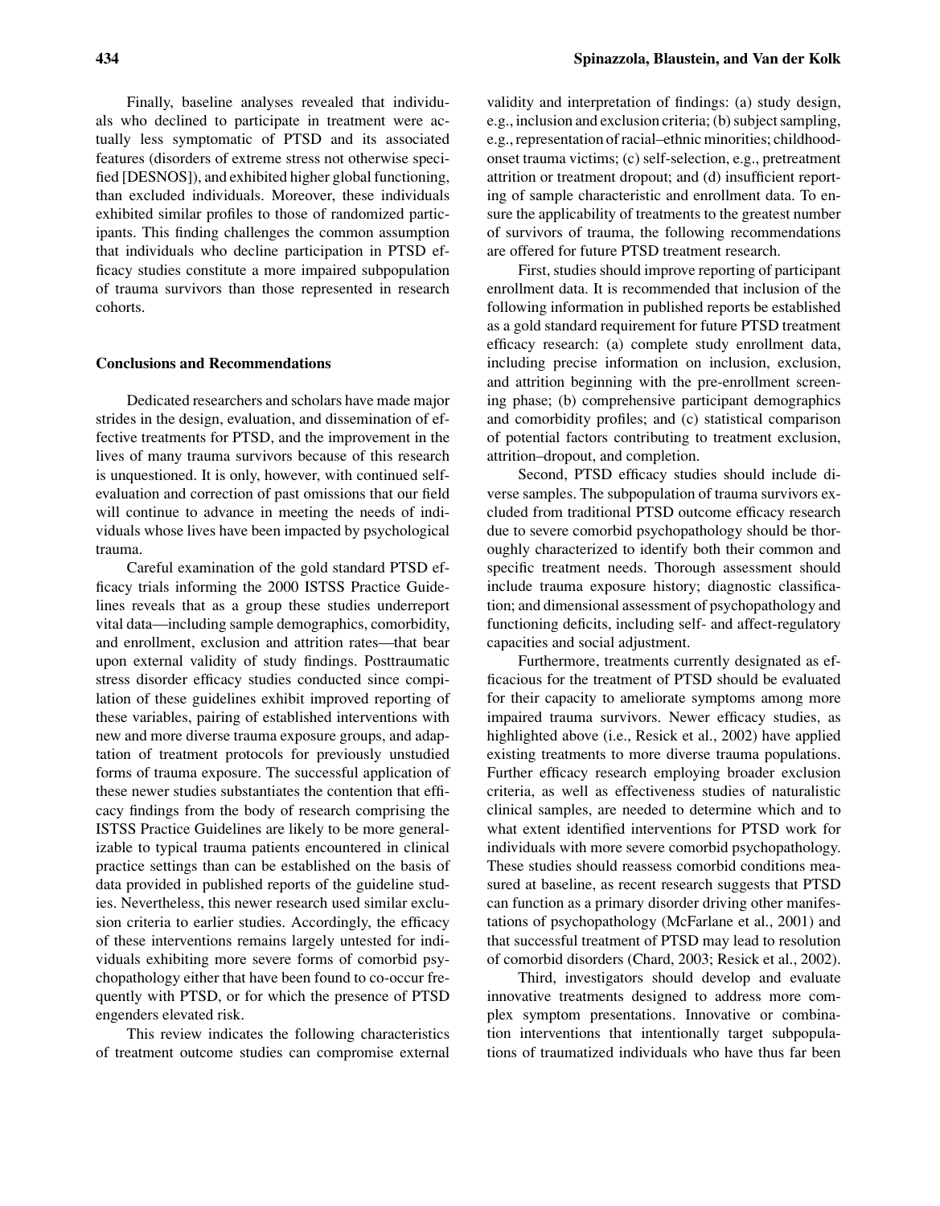Finally, baseline analyses revealed that individuals who declined to participate in treatment were actually less symptomatic of PTSD and its associated features (disorders of extreme stress not otherwise specified [DESNOS]), and exhibited higher global functioning, than excluded individuals. Moreover, these individuals exhibited similar profiles to those of randomized participants. This finding challenges the common assumption that individuals who decline participation in PTSD efficacy studies constitute a more impaired subpopulation of trauma survivors than those represented in research cohorts.

### Conclusions and Recommendations

Dedicated researchers and scholars have made major strides in the design, evaluation, and dissemination of effective treatments for PTSD, and the improvement in the lives of many trauma survivors because of this research is unquestioned. It is only, however, with continued self-evaluation and correction of past omissions that our field will continue to advance in meeting the needs of individuals whose lives have been impacted by psychological trauma.

Careful examination of the gold standard PTSD efficacy trials informing the 2000 ISTSS Practice Guidelines reveals that as a group these studies underreport vital data—including sample demographics, comorbidity, and enrollment, exclusion and attrition rates—that bear upon external validity of study findings. Posttraumatic stress disorder efficacy studies conducted since compilation of these guidelines exhibit improved reporting of these variables, pairing of established interventions with new and more diverse trauma exposure groups, and adaptation of treatment protocols for previously unstudied forms of trauma exposure. The successful application of these newer studies substantiates the contention that efficacy findings from the body of research comprising the ISTSS Practice Guidelines are likely to be more generalizable to typical trauma patients encountered in clinical practice settings than can be established on the basis of data provided in published reports of the guideline studies. Nevertheless, this newer research used similar exclusion criteria to earlier studies. Accordingly, the efficacy of these interventions remains largely untested for individuals exhibiting more severe forms of comorbid psychopathology either that have been found to co-occur frequently with PTSD, or for which the presence of PTSD engenders elevated risk.

This review indicates the following characteristics of treatment outcome studies can compromise external validity and interpretation of findings: (a) study design, e.g., inclusion and exclusion criteria; (b) subject sampling, e.g., representation of racial–ethnic minorities; childhood-onset trauma victims; (c) self-selection, e.g., pretreatment attrition or treatment dropout; and (d) insufficient reporting of sample characteristic and enrollment data. To ensure the applicability of treatments to the greatest number of survivors of trauma, the following recommendations are offered for future PTSD treatment research.

First, studies should improve reporting of participant enrollment data. It is recommended that inclusion of the following information in published reports be established as a gold standard requirement for future PTSD treatment efficacy research: (a) complete study enrollment data, including precise information on inclusion, exclusion, and attrition beginning with the pre-enrollment screening phase; (b) comprehensive participant demographics and comorbidity profiles; and (c) statistical comparison of potential factors contributing to treatment exclusion, attrition–dropout, and completion.

Second, PTSD efficacy studies should include diverse samples. The subpopulation of trauma survivors excluded from traditional PTSD outcome efficacy research due to severe comorbid psychopathology should be thoroughly characterized to identify both their common and specific treatment needs. Thorough assessment should include trauma exposure history; diagnostic classification; and dimensional assessment of psychopathology and functioning deficits, including self- and affect-regulatory capacities and social adjustment.

Furthermore, treatments currently designated as efficacious for the treatment of PTSD should be evaluated for their capacity to ameliorate symptoms among more impaired trauma survivors. Newer efficacy studies, as highlighted above (i.e., Resick et al., 2002) have applied existing treatments to more diverse trauma populations. Further efficacy research employing broader exclusion criteria, as well as effectiveness studies of naturalistic clinical samples, are needed to determine which and to what extent identified interventions for PTSD work for individuals with more severe comorbid psychopathology. These studies should reassess comorbid conditions measured at baseline, as recent research suggests that PTSD can function as a primary disorder driving other manifestations of psychopathology (McFarlane et al., 2001) and that successful treatment of PTSD may lead to resolution of comorbid disorders (Chard, 2003; Resick et al., 2002).

Third, investigators should develop and evaluate innovative treatments designed to address more complex symptom presentations. Innovative or combination interventions that intentionally target subpopulations of traumatized individuals who have thus far been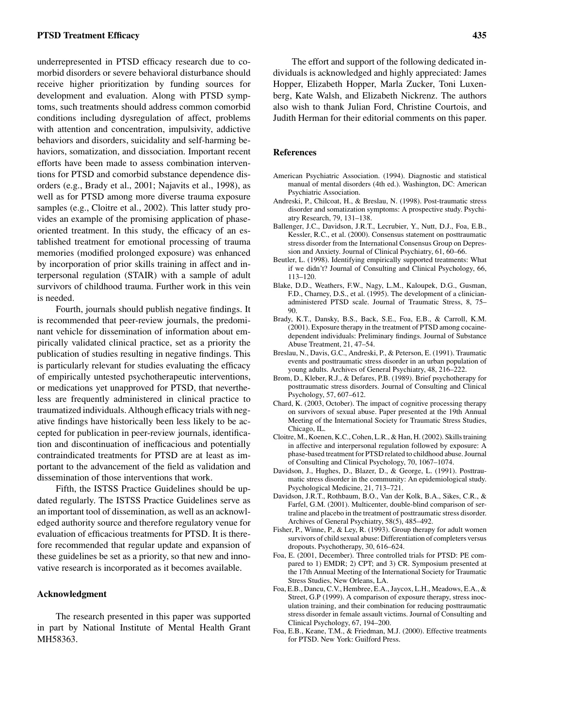underrepresented in PTSD efficacy research due to comorbid disorders or severe behavioral disturbance should receive higher prioritization by funding sources for development and evaluation. Along with PTSD symptoms, such treatments should address common comorbid conditions including dysregulation of affect, problems with attention and concentration, impulsivity, addictive behaviors and disorders, suicidality and self-harming behaviors, somatization, and dissociation. Important recent efforts have been made to assess combination interventions for PTSD and comorbid substance dependence disorders (e.g., Brady et al., 2001; Najavits et al., 1998), as well as for PTSD among more diverse trauma exposure samples (e.g., Cloitre et al., 2002). This latter study provides an example of the promising application of phase-oriented treatment. In this study, the efficacy of an established treatment for emotional processing of trauma memories (modified prolonged exposure) was enhanced by incorporation of prior skills training in affect and interpersonal regulation (STAIR) with a sample of adult survivors of childhood trauma. Further work in this vein is needed.

Fourth, journals should publish negative findings. It is recommended that peer-review journals, the predominant vehicle for dissemination of information about empirically validated clinical practice, set as a priority the publication of studies resulting in negative findings. This is particularly relevant for studies evaluating the efficacy of empirically untested psychotherapeutic interventions, or medications yet unapproved for PTSD, that nevertheless are frequently administered in clinical practice to traumatized individuals. Although efficacy trials with negative findings have historically been less likely to be accepted for publication in peer-review journals, identification and discontinuation of inefficacious and potentially contraindicated treatments for PTSD are at least as important to the advancement of the field as validation and dissemination of those interventions that work.

Fifth, the ISTSS Practice Guidelines should be updated regularly. The ISTSS Practice Guidelines serve as an important tool of dissemination, as well as an acknowledged authority source and therefore regulatory venue for evaluation of efficacious treatments for PTSD. It is therefore recommended that regular update and expansion of these guidelines be set as a priority, so that new and innovative research is incorporated as it becomes available.

## Acknowledgment

The research presented in this paper was supported in part by National Institute of Mental Health Grant MH58363.

The effort and support of the following dedicated individuals is acknowledged and highly appreciated: James Hopper, Elizabeth Hopper, Marla Zucker, Toni Luxenberg, Kate Walsh, and Elizabeth Nickrenz. The authors also wish to thank Julian Ford, Christine Courtois, and Judith Herman for their editorial comments on this paper.

## References

American Psychiatric Association. (1994). Diagnostic and statistical manual of mental disorders (4th ed.). Washington, DC: American Psychiatric Association.

Andreski, P., Chilcoat, H., & Breslau, N. (1998). Post-traumatic stress disorder and somatization symptoms: A prospective study. Psychiatry Research, 79, 131–138.

Ballenger, J.C., Davidson, J.R.T., Lecrubier, Y., Nutt, D.J., Foa, E.B., Kessler, R.C., et al. (2000). Consensus statement on posttraumatic stress disorder from the International Consensus Group on Depression and Anxiety. Journal of Clinical Psychiatry, 61, 60–66.

Beutler, L. (1998). Identifying empirically supported treatments: What if we didn't? Journal of Consulting and Clinical Psychology, 66, 113–120.

Blake, D.D., Weathers, F.W., Nagy, L.M., Kaloupek, D.G., Gusman, F.D., Charney, D.S., et al. (1995). The development of a clinician-administered PTSD scale. Journal of Traumatic Stress, 8, 75–90.

Brady, K.T., Dansky, B.S., Back, S.E., Foa, E.B., & Carroll, K.M. (2001). Exposure therapy in the treatment of PTSD among cocaine-dependent individuals: Preliminary findings. Journal of Substance Abuse Treatment, 21, 47–54.

Breslau, N., Davis, G.C., Andreski, P., & Peterson, E. (1991). Traumatic events and posttraumatic stress disorder in an urban population of young adults. Archives of General Psychiatry, 48, 216–222.

Brom, D., Kleber, R.J., & Defares, P.B. (1989). Brief psychotherapy for posttraumatic stress disorders. Journal of Consulting and Clinical Psychology, 57, 607–612.

Chard, K. (2003, October). The impact of cognitive processing therapy on survivors of sexual abuse. Paper presented at the 19th Annual Meeting of the International Society for Traumatic Stress Studies, Chicago, IL.

Cloitre, M., Koenen, K.C., Cohen, L.R., & Han, H. (2002). Skills training in affective and interpersonal regulation followed by exposure: A phase-based treatment for PTSD related to childhood abuse. Journal of Consulting and Clinical Psychology, 70, 1067–1074.

Davidson, J., Hughes, D., Blazer, D., & George, L. (1991). Posttraumatic stress disorder in the community: An epidemiological study. Psychological Medicine, 21, 713–721.

Davidson, J.R.T., Rothbaum, B.O., Van der Kolk, B.A., Sikes, C.R., & Farfel, G.M. (2001). Multicenter, double-blind comparison of sertraline and placebo in the treatment of posttraumatic stress disorder. Archives of General Psychiatry, 58(5), 485–492.

Fisher, P., Winne, P., & Ley, R. (1993). Group therapy for adult women survivors of child sexual abuse: Differentiation of completers versus dropouts. Psychotherapy, 30, 616–624.

Foa, E. (2001, December). Three controlled trials for PTSD: PE compared to 1) EMDR; 2) CPT; and 3) CR. Symposium presented at the 17th Annual Meeting of the International Society for Traumatic Stress Studies, New Orleans, LA.

Foa, E.B., Dancu, C.V., Hembree, E.A., Jaycox, L.H., Meadows, E.A., & Street, G.P (1999). A comparison of exposure therapy, stress inoculation training, and their combination for reducing posttraumatic stress disorder in female assault victims. Journal of Consulting and Clinical Psychology, 67, 194–200.

Foa, E.B., Keane, T.M., & Friedman, M.J. (2000). Effective treatments for PTSD. New York: Guilford Press.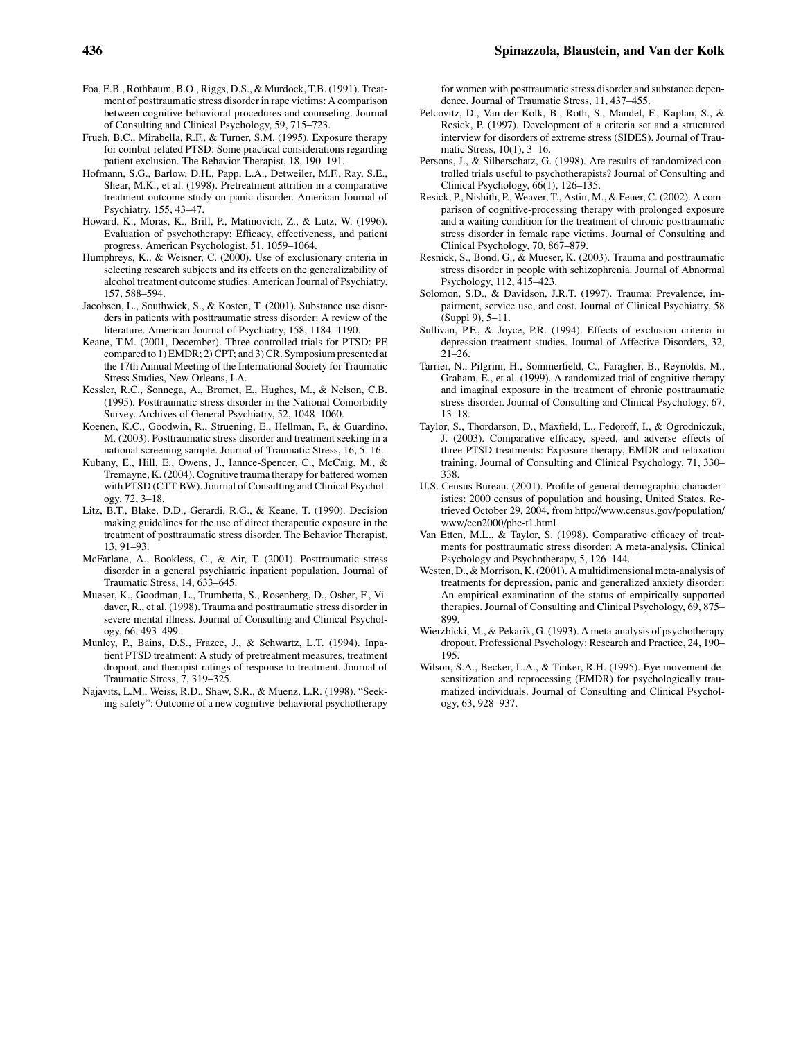Foa, E.B., Rothbaum, B.O., Riggs, D.S., & Murdock, T.B. (1991). Treatment of posttraumatic stress disorder in rape victims: A comparison between cognitive behavioral procedures and counseling. Journal of Consulting and Clinical Psychology, 59, 715–723.

Frueh, B.C., Mirabella, R.F., & Turner, S.M. (1995). Exposure therapy for combat-related PTSD: Some practical considerations regarding patient exclusion. The Behavior Therapist, 18, 190–191.

Hofmann, S.G., Barlow, D.H., Papp, L.A., Detweiler, M.F., Ray, S.E., Shear, M.K., et al. (1998). Pretreatment attrition in a comparative treatment outcome study on panic disorder. American Journal of Psychiatry, 155, 43–47.

Howard, K., Moras, K., Brill, P., Matinovich, Z., & Lutz, W. (1996). Evaluation of psychotherapy: Efficacy, effectiveness, and patient progress. American Psychologist, 51, 1059–1064.

Humphreys, K., & Weisner, C. (2000). Use of exclusionary criteria in selecting research subjects and its effects on the generalizability of alcohol treatment outcome studies. American Journal of Psychiatry, 157, 588–594.

Jacobsen, L., Southwick, S., & Kosten, T. (2001). Substance use disorders in patients with posttraumatic stress disorder: A review of the literature. American Journal of Psychiatry, 158, 1184–1190.

Keane, T.M. (2001, December). Three controlled trials for PTSD: PE compared to 1) EMDR; 2) CPT; and 3) CR. Symposium presented at the 17th Annual Meeting of the International Society for Traumatic Stress Studies, New Orleans, LA.

Kessler, R.C., Sonnega, A., Bromet, E., Hughes, M., & Nelson, C.B. (1995). Posttraumatic stress disorder in the National Comorbidity Survey. Archives of General Psychiatry, 52, 1048–1060.

Koenen, K.C., Goodwin, R., Struening, E., Hellman, F., & Guardino, M. (2003). Posttraumatic stress disorder and treatment seeking in a national screening sample. Journal of Traumatic Stress, 16, 5–16.

Kubany, E., Hill, E., Owens, J., Iannce-Spencer, C., McCaig, M., & Tremayne, K. (2004). Cognitive trauma therapy for battered women with PTSD (CTT-BW). Journal of Consulting and Clinical Psychology, 72, 3–18.

Litz, B.T., Blake, D.D., Gerardi, R.G., & Keane, T. (1990). Decision making guidelines for the use of direct therapeutic exposure in the treatment of posttraumatic stress disorder. The Behavior Therapist, 13, 91–93.

McFarlane, A., Bookless, C., & Air, T. (2001). Posttraumatic stress disorder in a general psychiatric inpatient population. Journal of Traumatic Stress, 14, 633–645.

Mueser, K., Goodman, L., Trumbetta, S., Rosenberg, D., Osher, F., Vidaver, R., et al. (1998). Trauma and posttraumatic stress disorder in severe mental illness. Journal of Consulting and Clinical Psychology, 66, 493–499.

Munley, P., Bains, D.S., Frazee, J., & Schwartz, L.T. (1994). Inpatient PTSD treatment: A study of pretreatment measures, treatment dropout, and therapist ratings of response to treatment. Journal of Traumatic Stress, 7, 319–325.

Najavits, L.M., Weiss, R.D., Shaw, S.R., & Muenz, L.R. (1998). "Seeking safety": Outcome of a new cognitive-behavioral psychotherapy for women with posttraumatic stress disorder and substance dependence. Journal of Traumatic Stress, 11, 437–455.

Pelcovitz, D., Van der Kolk, B., Roth, S., Mandel, F., Kaplan, S., & Resick, P. (1997). Development of a criteria set and a structured interview for disorders of extreme stress (SIDES). Journal of Traumatic Stress, 10(1), 3–16.

Persons, J., & Silberschatz, G. (1998). Are results of randomized controlled trials useful to psychotherapists? Journal of Consulting and Clinical Psychology, 66(1), 126–135.

Resick, P., Nishith, P., Weaver, T., Astin, M., & Feuer, C. (2002). A comparison of cognitive-processing therapy with prolonged exposure and a waiting condition for the treatment of chronic posttraumatic stress disorder in female rape victims. Journal of Consulting and Clinical Psychology, 70, 867–879.

Resnick, S., Bond, G., & Mueser, K. (2003). Trauma and posttraumatic stress disorder in people with schizophrenia. Journal of Abnormal Psychology, 112, 415–423.

Solomon, S.D., & Davidson, J.R.T. (1997). Trauma: Prevalence, impairment, service use, and cost. Journal of Clinical Psychiatry, 58 (Suppl 9), 5–11.

Sullivan, P.F., & Joyce, P.R. (1994). Effects of exclusion criteria in depression treatment studies. Journal of Affective Disorders, 32, 21–26.

Tarrier, N., Pilgrim, H., Sommerfield, C., Faragher, B., Reynolds, M., Graham, E., et al. (1999). A randomized trial of cognitive therapy and imaginal exposure in the treatment of chronic posttraumatic stress disorder. Journal of Consulting and Clinical Psychology, 67, 13–18.

Taylor, S., Thordarson, D., Maxfield, L., Fedoroff, I., & Ogrodniczuk, J. (2003). Comparative efficacy, speed, and adverse effects of three PTSD treatments: Exposure therapy, EMDR and relaxation training. Journal of Consulting and Clinical Psychology, 71, 330–338.

U.S. Census Bureau. (2001). Profile of general demographic characteristics: 2000 census of population and housing, United States. Retrieved October 29, 2004, from http://www.census.gov/population/www/cen2000/phc-t1.html

Van Etten, M.L., & Taylor, S. (1998). Comparative efficacy of treatments for posttraumatic stress disorder: A meta-analysis. Clinical Psychology and Psychotherapy, 5, 126–144.

Westen, D., & Morrison, K. (2001). A multidimensional meta-analysis of treatments for depression, panic and generalized anxiety disorder: An empirical examination of the status of empirically supported therapies. Journal of Consulting and Clinical Psychology, 69, 875–899.

Wierzbicki, M., & Pekarik, G. (1993). A meta-analysis of psychotherapy dropout. Professional Psychology: Research and Practice, 24, 190–195.

Wilson, S.A., Becker, L.A., & Tinker, R.H. (1995). Eye movement desensitization and reprocessing (EMDR) for psychologically traumatized individuals. Journal of Consulting and Clinical Psychology, 63, 928–937.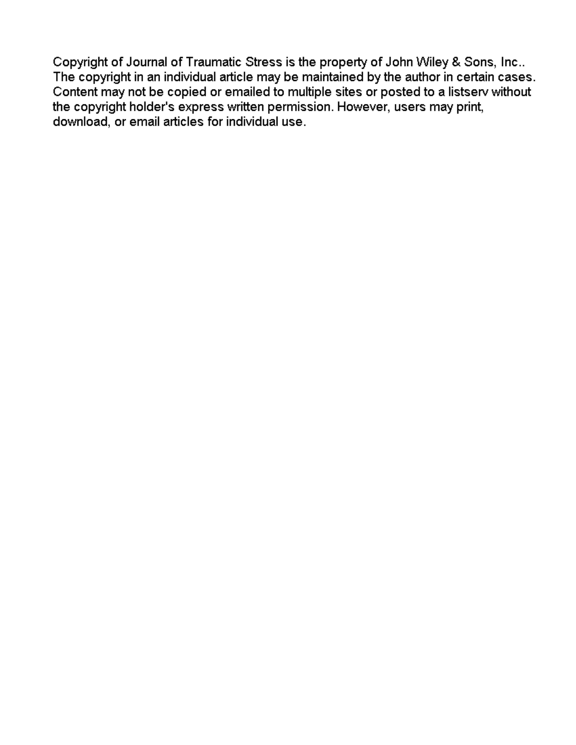Copyright of Journal of Traumatic Stress is the property of John Wiley & Sons, Inc.. The copyright in an individual article may be maintained by the author in certain cases. Content may not be copied or emailed to multiple sites or posted to a listserv without the copyright holder's express written permission. However, users may print, download, or email articles for individual use.